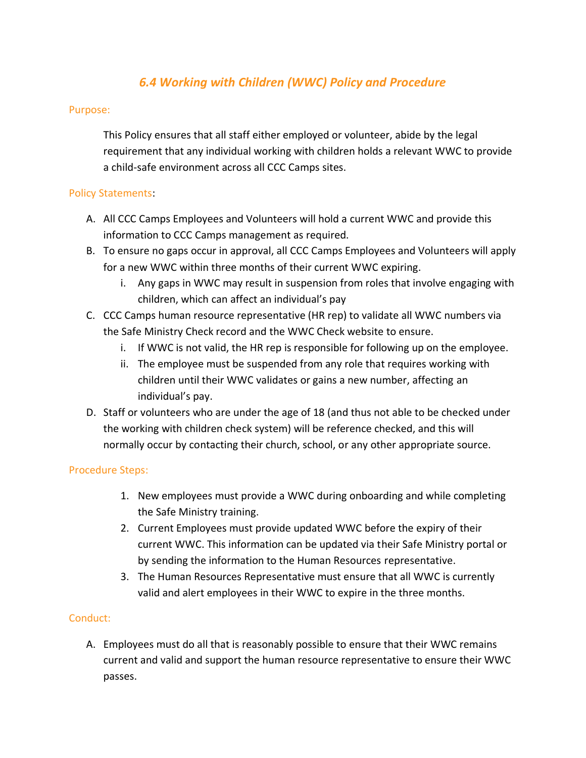# *6.4 Working with Children (WWC) Policy and Procedure*

## Purpose:

This Policy ensures that all staff either employed or volunteer, abide by the legal requirement that any individual working with children holds a relevant WWC to provide a child-safe environment across all CCC Camps sites.

## Policy Statements:

A. All CCC Camps Employees and Volunteers will hold a current WWC and provide this information to CCC Camps management as required.

B. To ensure no gaps occur in approval, all CCC Camps Employees and Volunteers will apply for a new WWC within three months of their current WWC expiring.

   i. Any gaps in WWC may result in suspension from roles that involve engaging with children, which can affect an individual's pay

C. CCC Camps human resource representative (HR rep) to validate all WWC numbers via the Safe Ministry Check record and the WWC Check website to ensure.

   i. If WWC is not valid, the HR rep is responsible for following up on the employee.

   ii. The employee must be suspended from any role that requires working with children until their WWC validates or gains a new number, affecting an individual's pay.

D. Staff or volunteers who are under the age of 18 (and thus not able to be checked under the working with children check system) will be reference checked, and this will normally occur by contacting their church, school, or any other appropriate source.

## Procedure Steps:

1. New employees must provide a WWC during onboarding and while completing the Safe Ministry training.
2. Current Employees must provide updated WWC before the expiry of their current WWC. This information can be updated via their Safe Ministry portal or by sending the information to the Human Resources representative.
3. The Human Resources Representative must ensure that all WWC is currently valid and alert employees in their WWC to expire in the three months.

## Conduct:

A. Employees must do all that is reasonably possible to ensure that their WWC remains current and valid and support the human resource representative to ensure their WWC passes.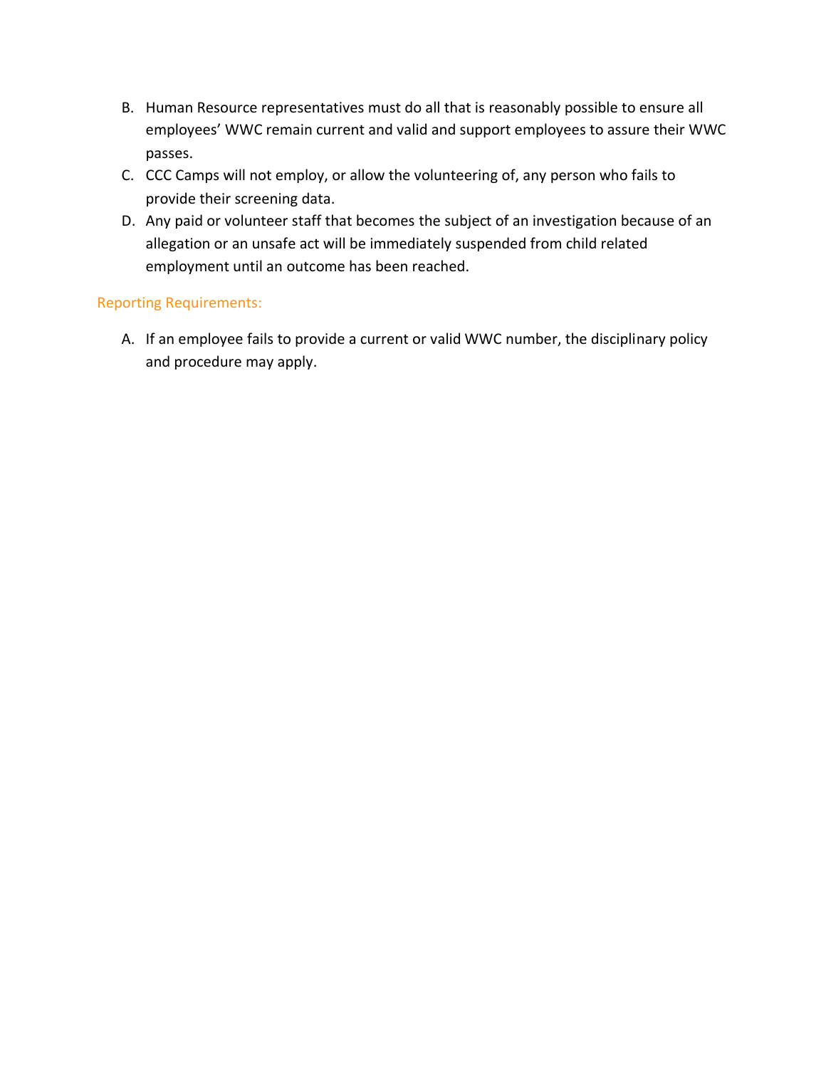B. Human Resource representatives must do all that is reasonably possible to ensure all employees' WWC remain current and valid and support employees to assure their WWC passes.
C. CCC Camps will not employ, or allow the volunteering of, any person who fails to provide their screening data.
D. Any paid or volunteer staff that becomes the subject of an investigation because of an allegation or an unsafe act will be immediately suspended from child related employment until an outcome has been reached.

### Reporting Requirements:

A. If an employee fails to provide a current or valid WWC number, the disciplinary policy and procedure may apply.